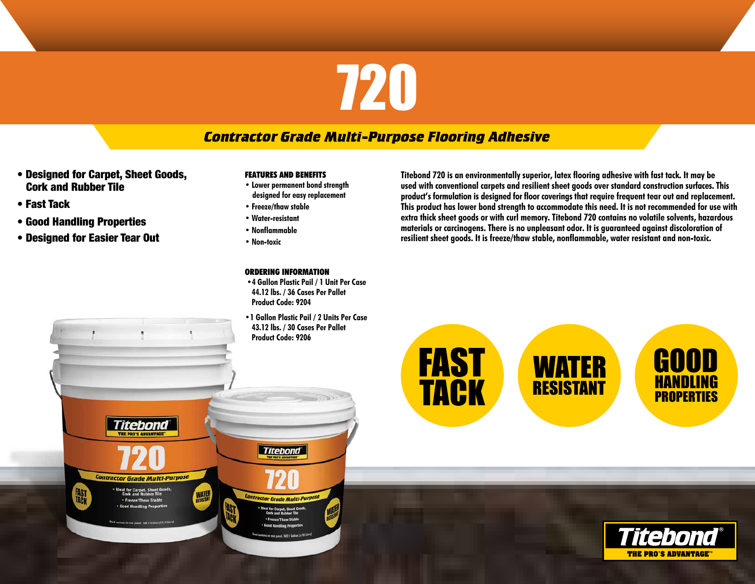# 720

## *Contractor Grade Multi-Purpose Flooring Adhesive*

- **Designed for Carpet, Sheet Goods, Cork and Rubber Tile**
- **Fast Tack**
- **Good Handling Properties**
- **Designed for Easier Tear Out**

**FEATURES AND BENEFITS**

- Lower permanent bond strength designed for easy replacement
- Freeze/thaw stable
- Water-resistant
- Nonflammable
- Non-toxic

**ORDERING INFORMATION**

- 4 Gallon Plastic Pail / 1 Unit Per Case
  44.12 lbs. / 36 Cases Per Pallet
  Product Code: 9204
- 1 Gallon Plastic Pail / 2 Units Per Case
  43.12 lbs. / 30 Cases Per Pallet
  Product Code: 9206

Titebond 720 is an environmentally superior, latex flooring adhesive with fast tack. It may be used with conventional carpets and resilient sheet goods over standard construction surfaces. This product's formulation is designed for floor coverings that require frequent tear out and replacement. This product has lower bond strength to accommodate this need. It is not recommended for use with extra thick sheet goods or with curl memory. Titebond 720 contains no volatile solvents, hazardous materials or carcinogens. There is no unpleasant odor. It is guaranteed against discoloration of resilient sheet goods. It is freeze/thaw stable, nonflammable, water resistant and non-toxic.

**FAST TACK** | **WATER RESISTANT** | **GOOD HANDLING PROPERTIES**

Titebond® THE PRO'S ADVANTAGE™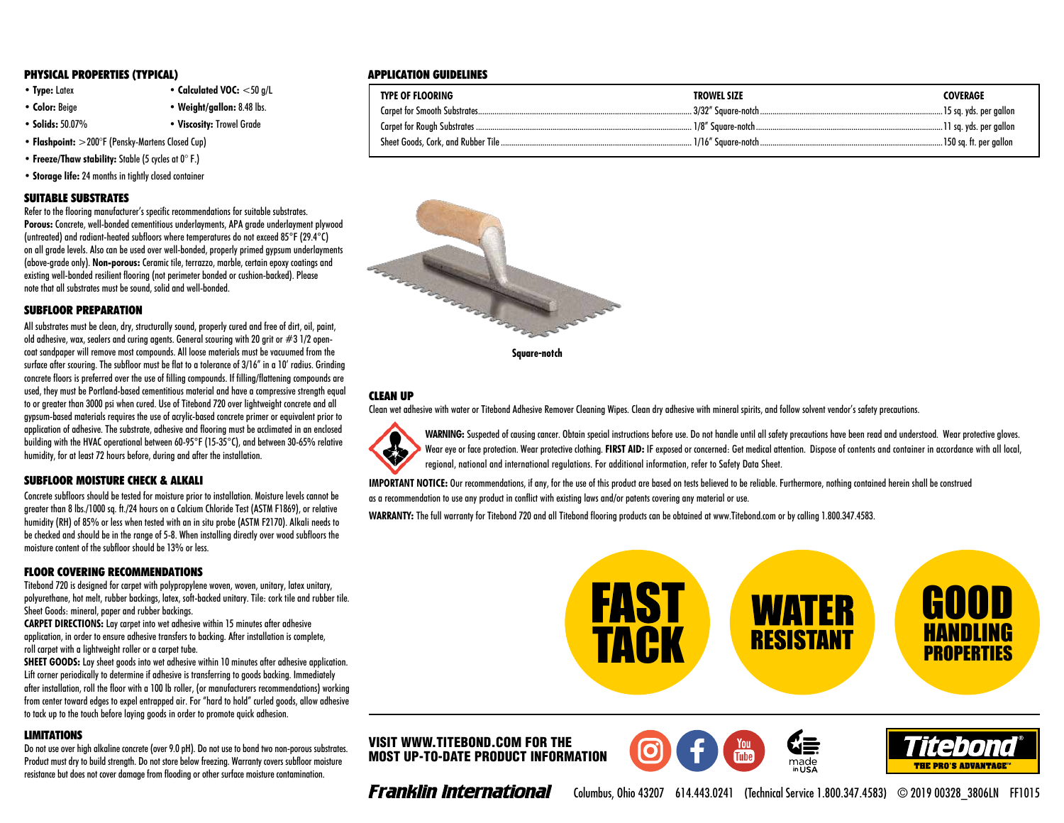## PHYSICAL PROPERTIES (TYPICAL)

- **Type:** Latex
- **Color:** Beige
- **Solids:** 50.07%
- **Calculated VOC:** <50 g/L
- **Weight/gallon:** 8.48 lbs.
- **Viscosity:** Trowel Grade
- **Flashpoint:** >200°F (Pensky-Martens Closed Cup)
- **Freeze/Thaw stability:** Stable (5 cycles at 0° F.)
- **Storage life:** 24 months in tightly closed container

## SUITABLE SUBSTRATES

Refer to the flooring manufacturer's specific recommendations for suitable substrates. **Porous:** Concrete, well-bonded cementitious underlayments, APA grade underlayment plywood (untreated) and radiant-heated subfloors where temperatures do not exceed 85°F (29.4°C) on all grade levels. Also can be used over well-bonded, properly primed gypsum underlayments (above-grade only). **Non-porous:** Ceramic tile, terrazzo, marble, certain epoxy coatings and existing well-bonded resilient flooring (not perimeter bonded or cushion-backed). Please note that all substrates must be sound, solid and well-bonded.

## SUBFLOOR PREPARATION

All substrates must be clean, dry, structurally sound, properly cured and free of dirt, oil, paint, old adhesive, wax, sealers and curing agents. General scouring with 20 grit or #3 1/2 open-coat sandpaper will remove most compounds. All loose materials must be vacuumed from the surface after scouring. The subfloor must be flat to a tolerance of 3/16" in a 10' radius. Grinding concrete floors is preferred over the use of filling compounds. If filling/flattening compounds are used, they must be Portland-based cementitious material and have a compressive strength equal to or greater than 3000 psi when cured. Use of Titebond 720 over lightweight concrete and all gypsum-based materials requires the use of acrylic-based concrete primer or equivalent prior to application of adhesive. The substrate, adhesive and flooring must be acclimated in an enclosed building with the HVAC operational between 60-95°F (15-35°C), and between 30-65% relative humidity, for at least 72 hours before, during and after the installation.

## SUBFLOOR MOISTURE CHECK & ALKALI

Concrete subfloors should be tested for moisture prior to installation. Moisture levels cannot be greater than 8 lbs./1000 sq. ft./24 hours on a Calcium Chloride Test (ASTM F1869), or relative humidity (RH) of 85% or less when tested with an in situ probe (ASTM F2170). Alkali needs to be checked and should be in the range of 5-8. When installing directly over wood subfloors the moisture content of the subfloor should be 13% or less.

## FLOOR COVERING RECOMMENDATIONS

Titebond 720 is designed for carpet with polypropylene woven, woven, unitary, latex unitary, polyurethane, hot melt, rubber backings, latex, soft-backed unitary. Tile: cork tile and rubber tile. Sheet Goods: mineral, paper and rubber backings.

**CARPET DIRECTIONS:** Lay carpet into wet adhesive within 15 minutes after adhesive application, in order to ensure adhesive transfers to backing. After installation is complete, roll carpet with a lightweight roller or a carpet tube.

**SHEET GOODS:** Lay sheet goods into wet adhesive within 10 minutes after adhesive application. Lift corner periodically to determine if adhesive is transferring to goods backing. Immediately after installation, roll the floor with a 100 lb roller, (or manufacturers recommendations) working from center toward edges to expel entrapped air. For "hard to hold" curled goods, allow adhesive to tack up to the touch before laying goods in order to promote quick adhesion.

## LIMITATIONS

Do not use over high alkaline concrete (over 9.0 pH). Do not use to bond two non-porous substrates. Product must dry to build strength. Do not store below freezing. Warranty covers subfloor moisture resistance but does not cover damage from flooding or other surface moisture contamination.

## APPLICATION GUIDELINES

| TYPE OF FLOORING | TROWEL SIZE | COVERAGE |
|---|---|---|
| Carpet for Smooth Substrates | 3/32" Square-notch | 15 sq. yds. per gallon |
| Carpet for Rough Substrates | 1/8" Square-notch | 11 sq. yds. per gallon |
| Sheet Goods, Cork, and Rubber Tile | 1/16" Square-notch | 150 sq. ft. per gallon |

Square-notch

## CLEAN UP

Clean wet adhesive with water or Titebond Adhesive Remover Cleaning Wipes. Clean dry adhesive with mineral spirits, and follow solvent vendor's safety precautions.

**WARNING:** Suspected of causing cancer. Obtain special instructions before use. Do not handle until all safety precautions have been read and understood. Wear protective gloves. Wear eye or face protection. Wear protective clothing. **FIRST AID:** IF exposed or concerned: Get medical attention. Dispose of contents and container in accordance with all local, regional, national and international regulations. For additional information, refer to Safety Data Sheet.

**IMPORTANT NOTICE:** Our recommendations, if any, for the use of this product are based on tests believed to be reliable. Furthermore, nothing contained herein shall be construed as a recommendation to use any product in conflict with existing laws and/or patents covering any material or use.

**WARRANTY:** The full warranty for Titebond 720 and all Titebond flooring products can be obtained at www.Titebond.com or by calling 1.800.347.4583.

FAST TACK

WATER RESISTANT

GOOD HANDLING PROPERTIES

VISIT WWW.TITEBOND.COM FOR THE MOST UP-TO-DATE PRODUCT INFORMATION

made in USA

Titebond® THE PRO'S ADVANTAGE™

Franklin International Columbus, Ohio 43207 614.443.0241 (Technical Service 1.800.347.4583) © 2019 00328_3806LN FF1015